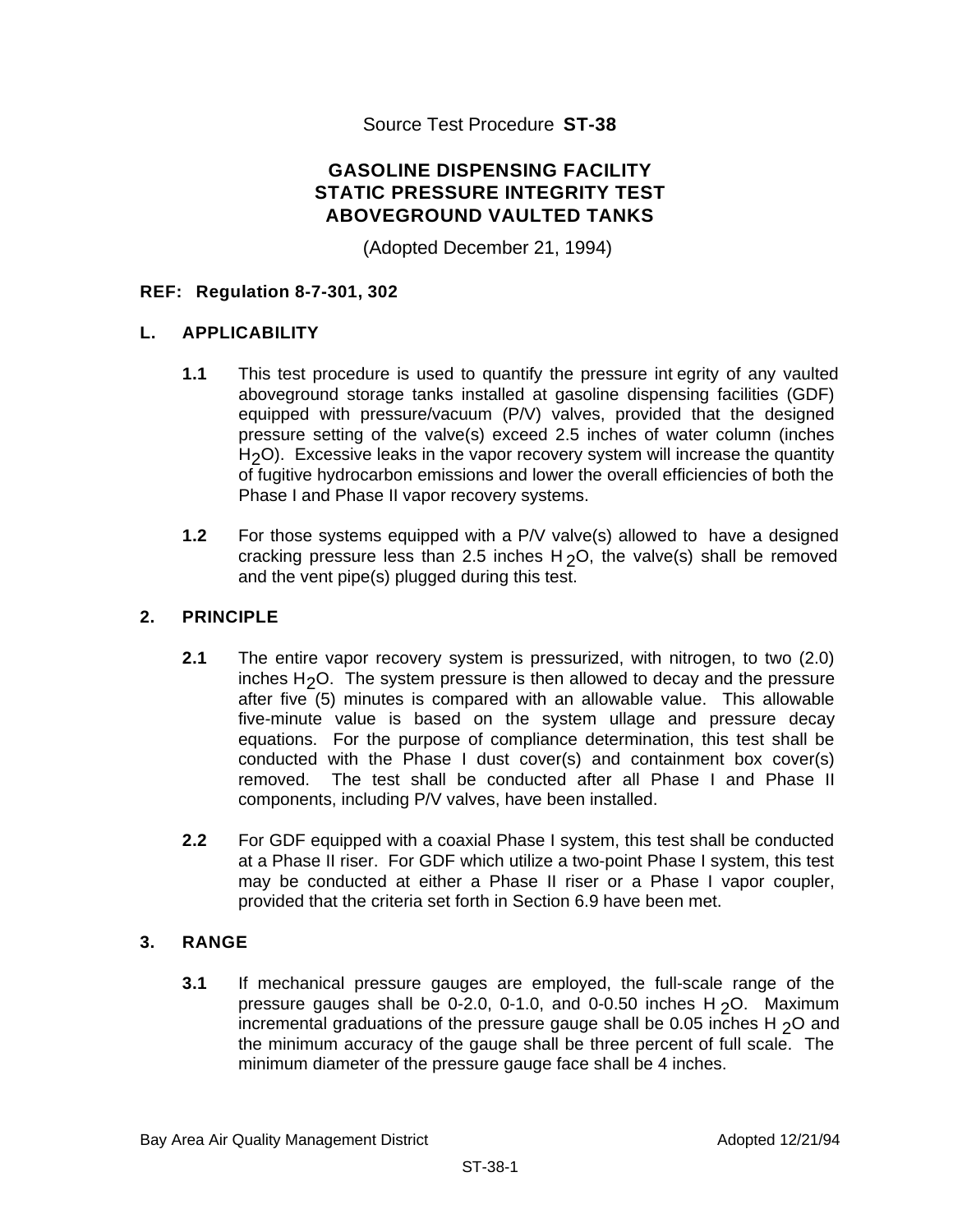Source Test Procedure **ST-38**

# GASOLINE DISPENSING FACILITY STATIC PRESSURE INTEGRITY TEST ABOVEGROUND VAULTED TANKS

(Adopted December 21, 1994)

**REF: Regulation 8-7-301, 302**

## L. APPLICABILITY

**1.1** This test procedure is used to quantify the pressure int egrity of any vaulted aboveground storage tanks installed at gasoline dispensing facilities (GDF) equipped with pressure/vacuum (P/V) valves, provided that the designed pressure setting of the valve(s) exceed 2.5 inches of water column (inches $H_2O$). Excessive leaks in the vapor recovery system will increase the quantity of fugitive hydrocarbon emissions and lower the overall efficiencies of both the Phase I and Phase II vapor recovery systems.

**1.2** For those systems equipped with a P/V valve(s) allowed to have a designed cracking pressure less than 2.5 inches $H_2O$, the valve(s) shall be removed and the vent pipe(s) plugged during this test.

## 2. PRINCIPLE

**2.1** The entire vapor recovery system is pressurized, with nitrogen, to two (2.0) inches $H_2O$. The system pressure is then allowed to decay and the pressure after five (5) minutes is compared with an allowable value. This allowable five-minute value is based on the system ullage and pressure decay equations. For the purpose of compliance determination, this test shall be conducted with the Phase I dust cover(s) and containment box cover(s) removed. The test shall be conducted after all Phase I and Phase II components, including P/V valves, have been installed.

**2.2** For GDF equipped with a coaxial Phase I system, this test shall be conducted at a Phase II riser. For GDF which utilize a two-point Phase I system, this test may be conducted at either a Phase II riser or a Phase I vapor coupler, provided that the criteria set forth in Section 6.9 have been met.

## 3. RANGE

**3.1** If mechanical pressure gauges are employed, the full-scale range of the pressure gauges shall be 0-2.0, 0-1.0, and 0-0.50 inches $H_2O$. Maximum incremental graduations of the pressure gauge shall be 0.05 inches $H_2O$ and the minimum accuracy of the gauge shall be three percent of full scale. The minimum diameter of the pressure gauge face shall be 4 inches.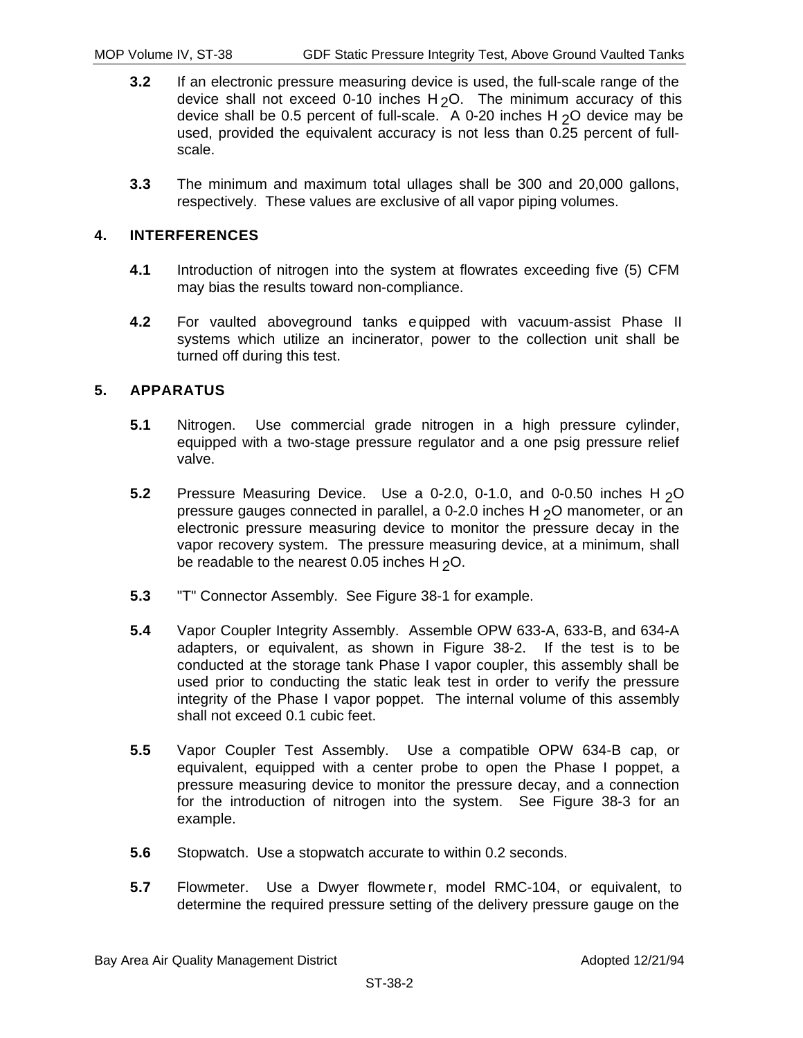**3.2** If an electronic pressure measuring device is used, the full-scale range of the device shall not exceed 0-10 inches $H_2O$. The minimum accuracy of this device shall be 0.5 percent of full-scale. A 0-20 inches $H_2O$ device may be used, provided the equivalent accuracy is not less than 0.25 percent of full-scale.

**3.3** The minimum and maximum total ullages shall be 300 and 20,000 gallons, respectively. These values are exclusive of all vapor piping volumes.

## 4. INTERFERENCES

**4.1** Introduction of nitrogen into the system at flowrates exceeding five (5) CFM may bias the results toward non-compliance.

**4.2** For vaulted aboveground tanks equipped with vacuum-assist Phase II systems which utilize an incinerator, power to the collection unit shall be turned off during this test.

## 5. APPARATUS

**5.1** Nitrogen. Use commercial grade nitrogen in a high pressure cylinder, equipped with a two-stage pressure regulator and a one psig pressure relief valve.

**5.2** Pressure Measuring Device. Use a 0-2.0, 0-1.0, and 0-0.50 inches $H_2O$ pressure gauges connected in parallel, a 0-2.0 inches $H_2O$ manometer, or an electronic pressure measuring device to monitor the pressure decay in the vapor recovery system. The pressure measuring device, at a minimum, shall be readable to the nearest 0.05 inches $H_2O$.

**5.3** "T" Connector Assembly. See Figure 38-1 for example.

**5.4** Vapor Coupler Integrity Assembly. Assemble OPW 633-A, 633-B, and 634-A adapters, or equivalent, as shown in Figure 38-2. If the test is to be conducted at the storage tank Phase I vapor coupler, this assembly shall be used prior to conducting the static leak test in order to verify the pressure integrity of the Phase I vapor poppet. The internal volume of this assembly shall not exceed 0.1 cubic feet.

**5.5** Vapor Coupler Test Assembly. Use a compatible OPW 634-B cap, or equivalent, equipped with a center probe to open the Phase I poppet, a pressure measuring device to monitor the pressure decay, and a connection for the introduction of nitrogen into the system. See Figure 38-3 for an example.

**5.6** Stopwatch. Use a stopwatch accurate to within 0.2 seconds.

**5.7** Flowmeter. Use a Dwyer flowmeter, model RMC-104, or equivalent, to determine the required pressure setting of the delivery pressure gauge on the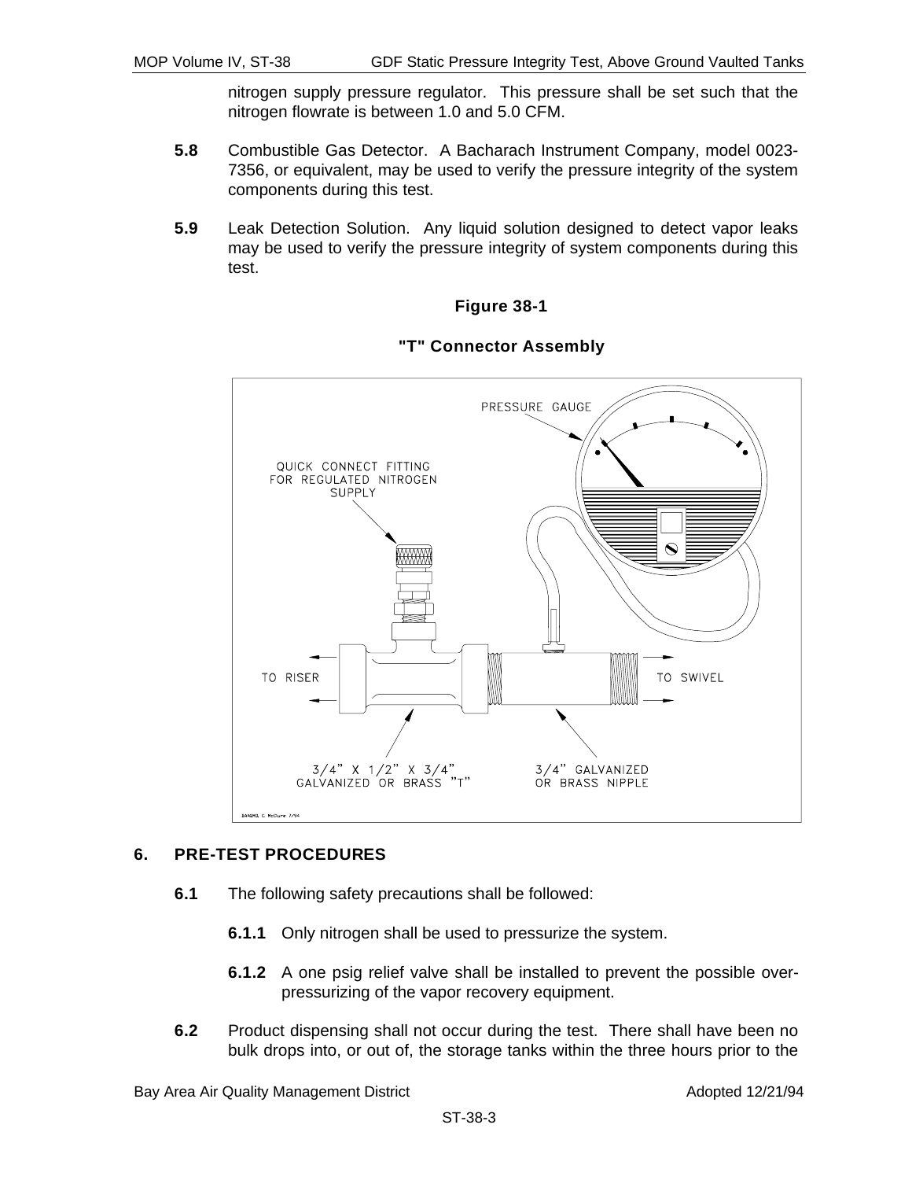nitrogen supply pressure regulator. This pressure shall be set such that the nitrogen flowrate is between 1.0 and 5.0 CFM.

**5.8** Combustible Gas Detector. A Bacharach Instrument Company, model 0023-7356, or equivalent, may be used to verify the pressure integrity of the system components during this test.

**5.9** Leak Detection Solution. Any liquid solution designed to detect vapor leaks may be used to verify the pressure integrity of system components during this test.

**Figure 38-1**

**"T" Connector Assembly**

PRESSURE GAUGE

QUICK CONNECT FITTING FOR REGULATED NITROGEN SUPPLY

TO RISER

TO SWIVEL

3/4" X 1/2" X 3/4" GALVANIZED OR BRASS "T"

3/4" GALVANIZED OR BRASS NIPPLE

## 6. PRE-TEST PROCEDURES

**6.1** The following safety precautions shall be followed:

**6.1.1** Only nitrogen shall be used to pressurize the system.

**6.1.2** A one psig relief valve shall be installed to prevent the possible over-pressurizing of the vapor recovery equipment.

**6.2** Product dispensing shall not occur during the test. There shall have been no bulk drops into, or out of, the storage tanks within the three hours prior to the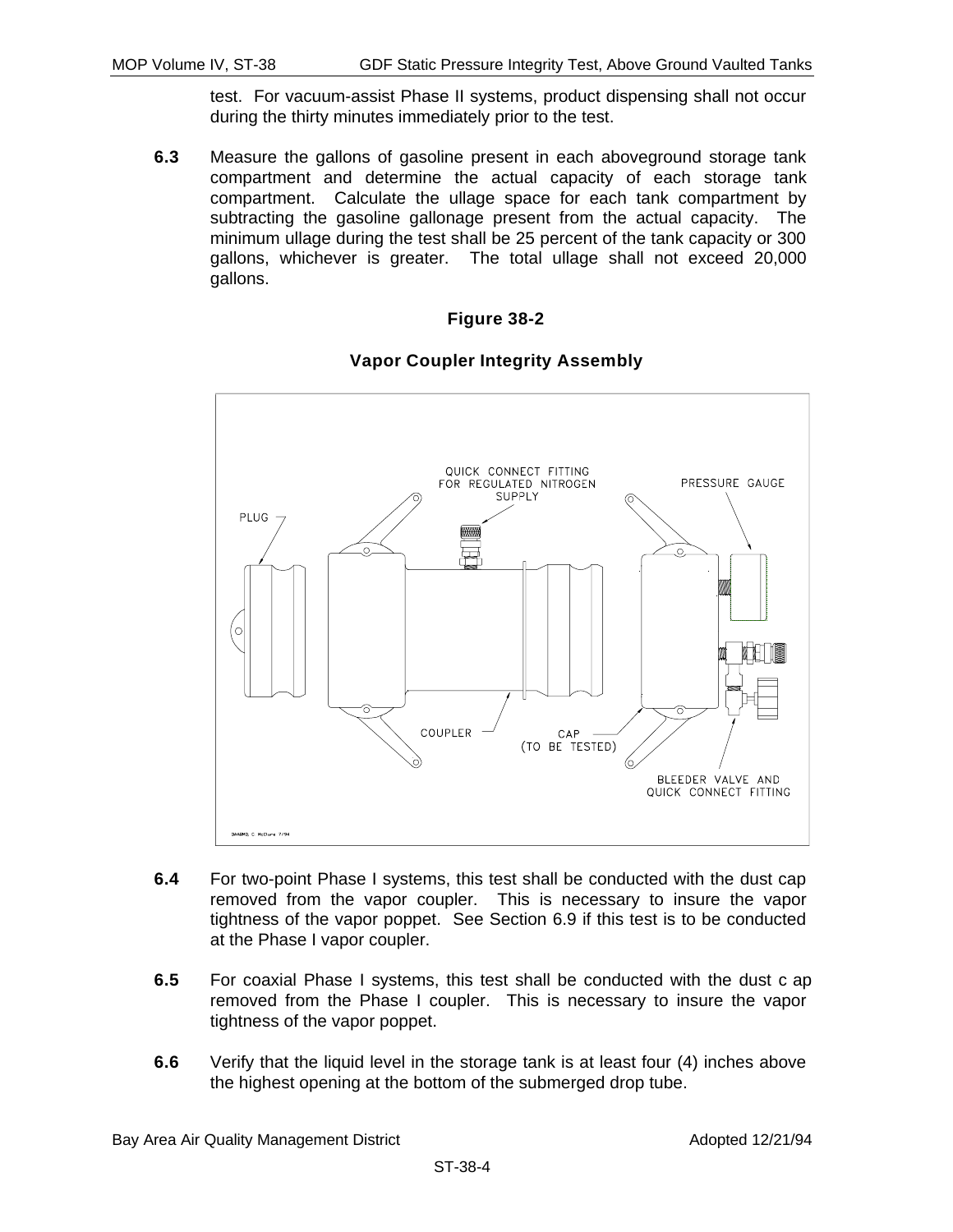test. For vacuum-assist Phase II systems, product dispensing shall not occur during the thirty minutes immediately prior to the test.

**6.3** Measure the gallons of gasoline present in each aboveground storage tank compartment and determine the actual capacity of each storage tank compartment. Calculate the ullage space for each tank compartment by subtracting the gasoline gallonage present from the actual capacity. The minimum ullage during the test shall be 25 percent of the tank capacity or 300 gallons, whichever is greater. The total ullage shall not exceed 20,000 gallons.

**Figure 38-2**

**Vapor Coupler Integrity Assembly**

PLUG

QUICK CONNECT FITTING FOR REGULATED NITROGEN SUPPLY

PRESSURE GAUGE

COUPLER

CAP (TO BE TESTED)

BLEEDER VALVE AND QUICK CONNECT FITTING

**6.4** For two-point Phase I systems, this test shall be conducted with the dust cap removed from the vapor coupler. This is necessary to insure the vapor tightness of the vapor poppet. See Section 6.9 if this test is to be conducted at the Phase I vapor coupler.

**6.5** For coaxial Phase I systems, this test shall be conducted with the dust c ap removed from the Phase I coupler. This is necessary to insure the vapor tightness of the vapor poppet.

**6.6** Verify that the liquid level in the storage tank is at least four (4) inches above the highest opening at the bottom of the submerged drop tube.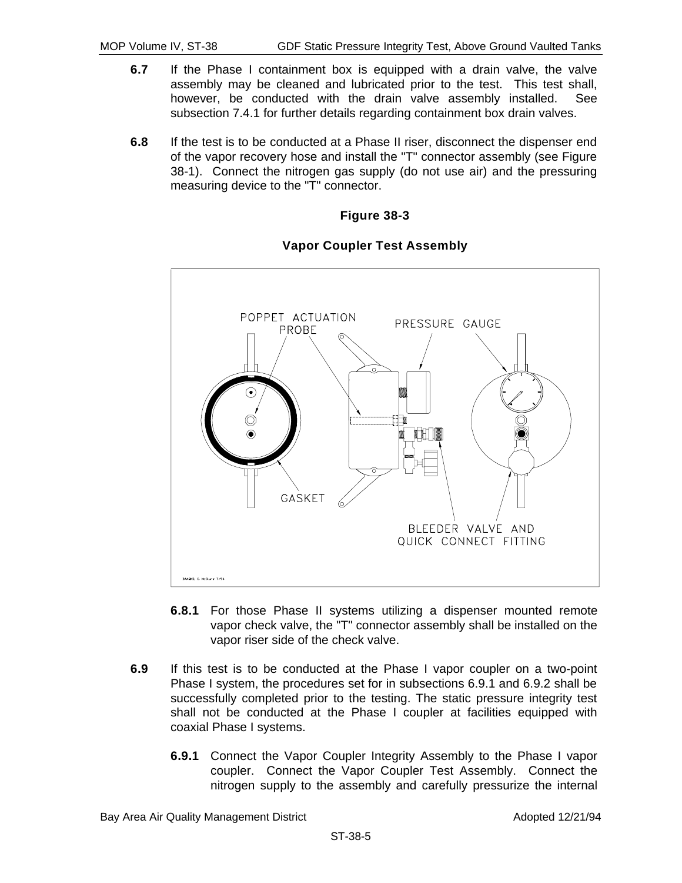**6.7** If the Phase I containment box is equipped with a drain valve, the valve assembly may be cleaned and lubricated prior to the test. This test shall, however, be conducted with the drain valve assembly installed. See subsection 7.4.1 for further details regarding containment box drain valves.

**6.8** If the test is to be conducted at a Phase II riser, disconnect the dispenser end of the vapor recovery hose and install the "T" connector assembly (see Figure 38-1). Connect the nitrogen gas supply (do not use air) and the pressuring measuring device to the "T" connector.

**Figure 38-3**

**Vapor Coupler Test Assembly**

POPPET ACTUATION PROBE
PRESSURE GAUGE
GASKET
BLEEDER VALVE AND QUICK CONNECT FITTING

**6.8.1** For those Phase II systems utilizing a dispenser mounted remote vapor check valve, the "T" connector assembly shall be installed on the vapor riser side of the check valve.

**6.9** If this test is to be conducted at the Phase I vapor coupler on a two-point Phase I system, the procedures set for in subsections 6.9.1 and 6.9.2 shall be successfully completed prior to the testing. The static pressure integrity test shall not be conducted at the Phase I coupler at facilities equipped with coaxial Phase I systems.

**6.9.1** Connect the Vapor Coupler Integrity Assembly to the Phase I vapor coupler. Connect the Vapor Coupler Test Assembly. Connect the nitrogen supply to the assembly and carefully pressurize the internal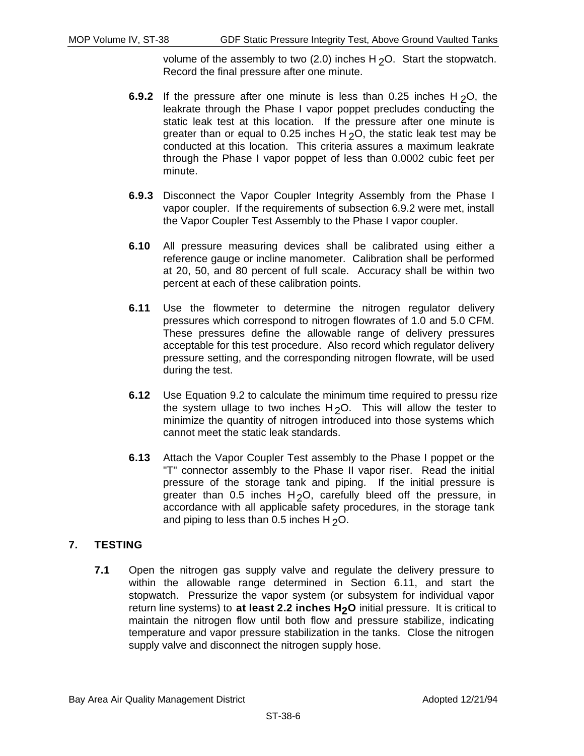volume of the assembly to two (2.0) inches $H_2O$. Start the stopwatch. Record the final pressure after one minute.

**6.9.2** If the pressure after one minute is less than 0.25 inches $H_2O$, the leakrate through the Phase I vapor poppet precludes conducting the static leak test at this location. If the pressure after one minute is greater than or equal to 0.25 inches $H_2O$, the static leak test may be conducted at this location. This criteria assures a maximum leakrate through the Phase I vapor poppet of less than 0.0002 cubic feet per minute.

**6.9.3** Disconnect the Vapor Coupler Integrity Assembly from the Phase I vapor coupler. If the requirements of subsection 6.9.2 were met, install the Vapor Coupler Test Assembly to the Phase I vapor coupler.

**6.10** All pressure measuring devices shall be calibrated using either a reference gauge or incline manometer. Calibration shall be performed at 20, 50, and 80 percent of full scale. Accuracy shall be within two percent at each of these calibration points.

**6.11** Use the flowmeter to determine the nitrogen regulator delivery pressures which correspond to nitrogen flowrates of 1.0 and 5.0 CFM. These pressures define the allowable range of delivery pressures acceptable for this test procedure. Also record which regulator delivery pressure setting, and the corresponding nitrogen flowrate, will be used during the test.

**6.12** Use Equation 9.2 to calculate the minimum time required to pressu rize the system ullage to two inches $H_2O$. This will allow the tester to minimize the quantity of nitrogen introduced into those systems which cannot meet the static leak standards.

**6.13** Attach the Vapor Coupler Test assembly to the Phase I poppet or the "T" connector assembly to the Phase II vapor riser. Read the initial pressure of the storage tank and piping. If the initial pressure is greater than 0.5 inches $H_2O$, carefully bleed off the pressure, in accordance with all applicable safety procedures, in the storage tank and piping to less than 0.5 inches $H_2O$.

## 7. TESTING

**7.1** Open the nitrogen gas supply valve and regulate the delivery pressure to within the allowable range determined in Section 6.11, and start the stopwatch. Pressurize the vapor system (or subsystem for individual vapor return line systems) to **at least 2.2 inches $H_2O$** initial pressure. It is critical to maintain the nitrogen flow until both flow and pressure stabilize, indicating temperature and vapor pressure stabilization in the tanks. Close the nitrogen supply valve and disconnect the nitrogen supply hose.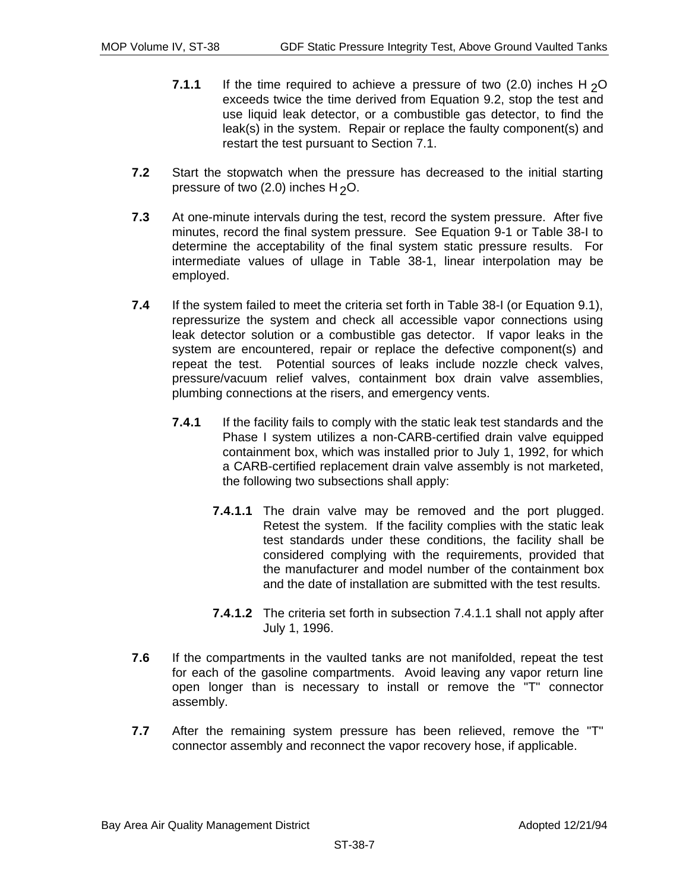**7.1.1** If the time required to achieve a pressure of two (2.0) inches $H_2O$ exceeds twice the time derived from Equation 9.2, stop the test and use liquid leak detector, or a combustible gas detector, to find the leak(s) in the system. Repair or replace the faulty component(s) and restart the test pursuant to Section 7.1.

**7.2** Start the stopwatch when the pressure has decreased to the initial starting pressure of two (2.0) inches $H_2O$.

**7.3** At one-minute intervals during the test, record the system pressure. After five minutes, record the final system pressure. See Equation 9-1 or Table 38-I to determine the acceptability of the final system static pressure results. For intermediate values of ullage in Table 38-1, linear interpolation may be employed.

**7.4** If the system failed to meet the criteria set forth in Table 38-I (or Equation 9.1), repressurize the system and check all accessible vapor connections using leak detector solution or a combustible gas detector. If vapor leaks in the system are encountered, repair or replace the defective component(s) and repeat the test. Potential sources of leaks include nozzle check valves, pressure/vacuum relief valves, containment box drain valve assemblies, plumbing connections at the risers, and emergency vents.

**7.4.1** If the facility fails to comply with the static leak test standards and the Phase I system utilizes a non-CARB-certified drain valve equipped containment box, which was installed prior to July 1, 1992, for which a CARB-certified replacement drain valve assembly is not marketed, the following two subsections shall apply:

**7.4.1.1** The drain valve may be removed and the port plugged. Retest the system. If the facility complies with the static leak test standards under these conditions, the facility shall be considered complying with the requirements, provided that the manufacturer and model number of the containment box and the date of installation are submitted with the test results.

**7.4.1.2** The criteria set forth in subsection 7.4.1.1 shall not apply after July 1, 1996.

**7.6** If the compartments in the vaulted tanks are not manifolded, repeat the test for each of the gasoline compartments. Avoid leaving any vapor return line open longer than is necessary to install or remove the "T" connector assembly.

**7.7** After the remaining system pressure has been relieved, remove the "T" connector assembly and reconnect the vapor recovery hose, if applicable.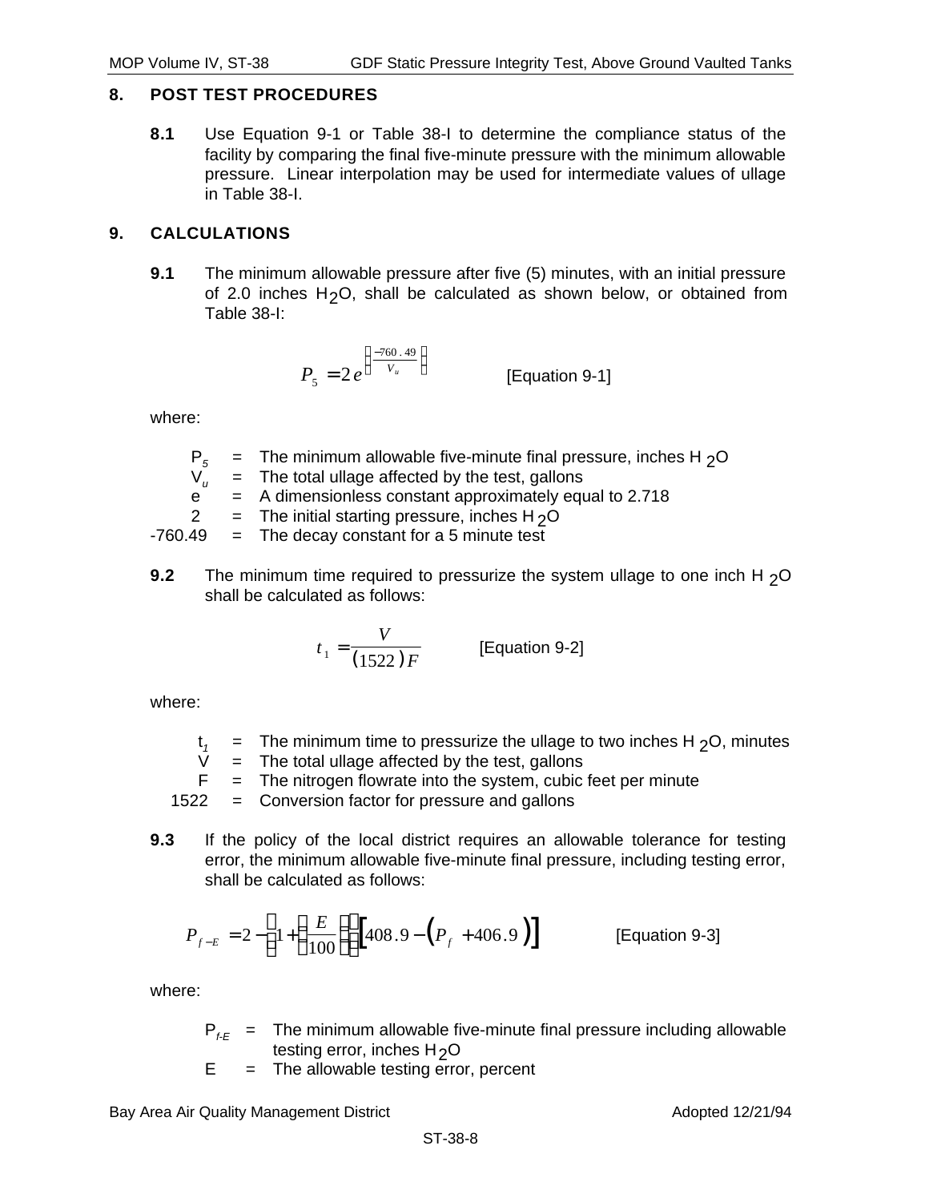## 8. POST TEST PROCEDURES

**8.1** Use Equation 9-1 or Table 38-I to determine the compliance status of the facility by comparing the final five-minute pressure with the minimum allowable pressure. Linear interpolation may be used for intermediate values of ullage in Table 38-I.

## 9. CALCULATIONS

**9.1** The minimum allowable pressure after five (5) minutes, with an initial pressure of 2.0 inches $H_2O$, shall be calculated as shown below, or obtained from Table 38-I:

$$P_5 = 2e^{\left(\frac{-760.49}{V_u}\right)} \qquad \text{[Equation 9-1]}$$

where:

- $P_5$ = The minimum allowable five-minute final pressure, inches $H_2O$
- $V_u$ = The total ullage affected by the test, gallons
- e = A dimensionless constant approximately equal to 2.718
- 2 = The initial starting pressure, inches $H_2O$
- -760.49 = The decay constant for a 5 minute test

**9.2** The minimum time required to pressurize the system ullage to one inch $H_2O$ shall be calculated as follows:

$$t_1 = \frac{V}{(1522)F} \qquad \text{[Equation 9-2]}$$

where:

- $t_1$ = The minimum time to pressurize the ullage to two inches $H_2O$, minutes
- V = The total ullage affected by the test, gallons
- F = The nitrogen flowrate into the system, cubic feet per minute
- 1522 = Conversion factor for pressure and gallons

**9.3** If the policy of the local district requires an allowable tolerance for testing error, the minimum allowable five-minute final pressure, including testing error, shall be calculated as follows:

$$P_{f-E} = 2 - \left[1 + \left(\frac{E}{100}\right)\right]\left[408.9 - \left(P_f + 406.9\right)\right] \qquad \text{[Equation 9-3]}$$

where:

- $P_{f-E}$ = The minimum allowable five-minute final pressure including allowable testing error, inches $H_2O$
- E = The allowable testing error, percent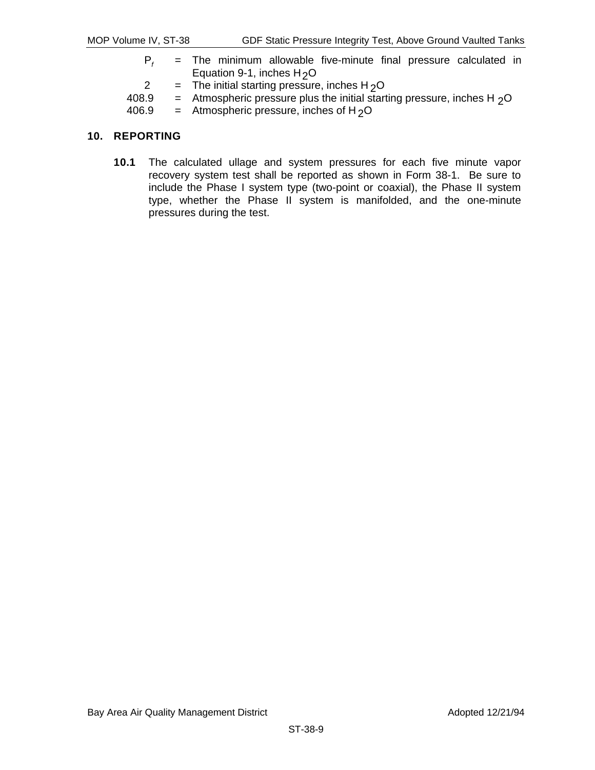| | | |
|---|---|---|
| $P_f$ | = | The minimum allowable five-minute final pressure calculated in Equation 9-1, inches $H_2O$ |
| 2 | = | The initial starting pressure, inches $H_2O$ |
| 408.9 | = | Atmospheric pressure plus the initial starting pressure, inches $H_2O$ |
| 406.9 | = | Atmospheric pressure, inches of $H_2O$ |

## 10. REPORTING

**10.1** The calculated ullage and system pressures for each five minute vapor recovery system test shall be reported as shown in Form 38-1. Be sure to include the Phase I system type (two-point or coaxial), the Phase II system type, whether the Phase II system is manifolded, and the one-minute pressures during the test.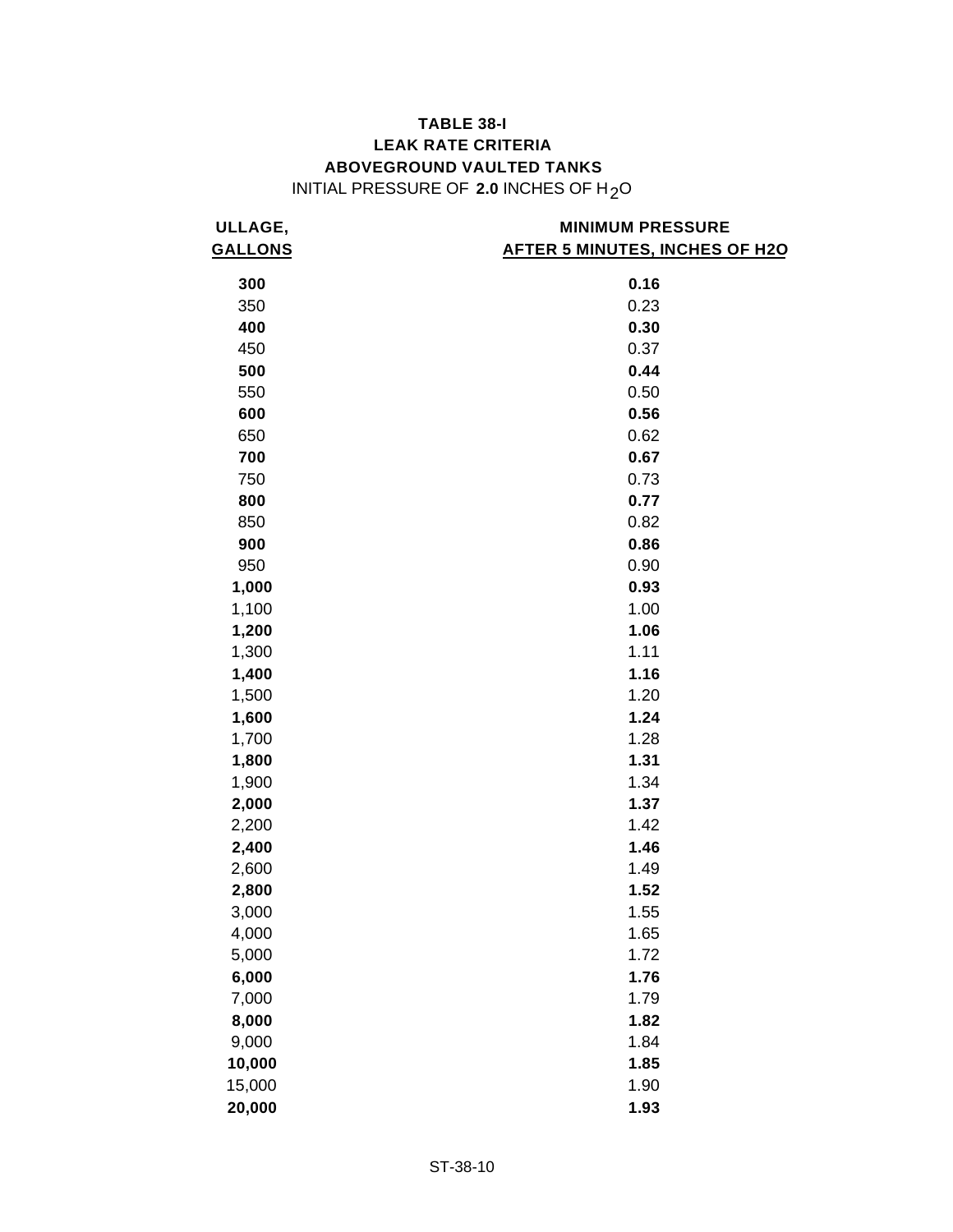**TABLE 38-I**
**LEAK RATE CRITERIA**
**ABOVEGROUND VAULTED TANKS**
INITIAL PRESSURE OF **2.0** INCHES OF $H_2O$

| ULLAGE, GALLONS | MINIMUM PRESSURE AFTER 5 MINUTES, INCHES OF H2O |
|---|---|
| **300** | **0.16** |
| 350 | 0.23 |
| **400** | **0.30** |
| 450 | 0.37 |
| **500** | **0.44** |
| 550 | 0.50 |
| **600** | **0.56** |
| 650 | 0.62 |
| **700** | **0.67** |
| 750 | 0.73 |
| **800** | **0.77** |
| 850 | 0.82 |
| **900** | **0.86** |
| 950 | 0.90 |
| **1,000** | **0.93** |
| 1,100 | 1.00 |
| **1,200** | **1.06** |
| 1,300 | 1.11 |
| **1,400** | **1.16** |
| 1,500 | 1.20 |
| **1,600** | **1.24** |
| 1,700 | 1.28 |
| **1,800** | **1.31** |
| 1,900 | 1.34 |
| **2,000** | **1.37** |
| 2,200 | 1.42 |
| **2,400** | **1.46** |
| 2,600 | 1.49 |
| **2,800** | **1.52** |
| 3,000 | 1.55 |
| 4,000 | 1.65 |
| 5,000 | 1.72 |
| **6,000** | **1.76** |
| 7,000 | 1.79 |
| **8,000** | **1.82** |
| 9,000 | 1.84 |
| **10,000** | **1.85** |
| 15,000 | 1.90 |
| **20,000** | **1.93** |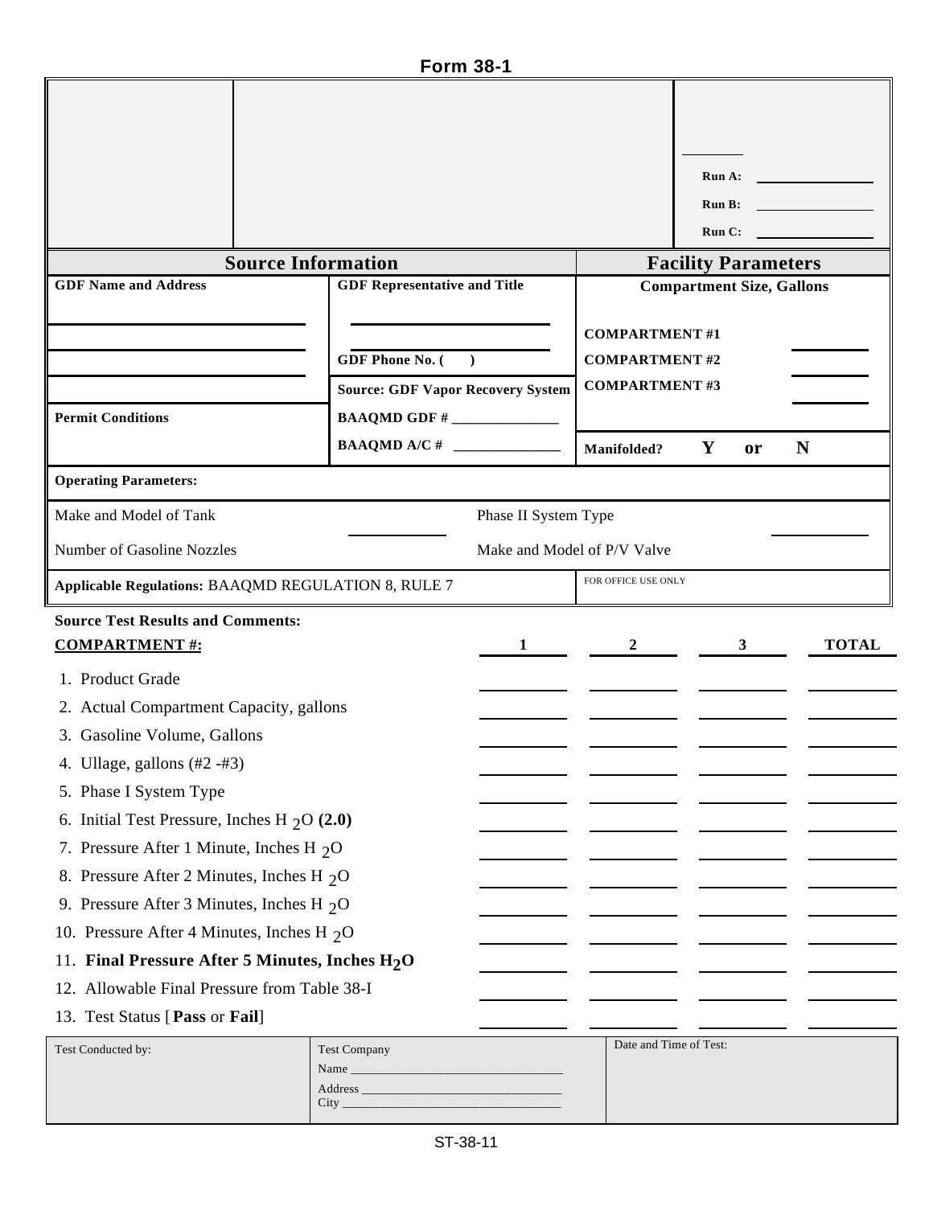# Form 38-1

| | | |
|---|---|---|
| | | Run A: ______ |
| | | Run B: ______ |
| | | Run C: ______ |

| Source Information | | Facility Parameters |
|---|---|---|
| **GDF Name and Address** | **GDF Representative and Title** | **Compartment Size, Gallons** |
| | | **COMPARTMENT #1** ______ |
| | **GDF Phone No. ( )** | **COMPARTMENT #2** ______ |
| | **Source: GDF Vapor Recovery System** | **COMPARTMENT #3** ______ |
| **Permit Conditions** | **BAAQMD GDF #** ______ | |
| | **BAAQMD A/C #** ______ | **Manifolded? Y or N** |

**Operating Parameters:**

| | | | |
|---|---|---|---|
| Make and Model of Tank | ______ | Phase II System Type | ______ |
| Number of Gasoline Nozzles | | Make and Model of P/V Valve | |

| | |
|---|---|
| **Applicable Regulations:** BAAQMD REGULATION 8, RULE 7 | FOR OFFICE USE ONLY |

**Source Test Results and Comments:**

| **COMPARTMENT #:** | 1 | 2 | 3 | TOTAL |
|---|---|---|---|---|
| 1. Product Grade | | | | |
| 2. Actual Compartment Capacity, gallons | | | | |
| 3. Gasoline Volume, Gallons | | | | |
| 4. Ullage, gallons (#2 -#3) | | | | |
| 5. Phase I System Type | | | | |
| 6. Initial Test Pressure, Inches $H_2O$ **(2.0)** | | | | |
| 7. Pressure After 1 Minute, Inches $H_2O$ | | | | |
| 8. Pressure After 2 Minutes, Inches $H_2O$ | | | | |
| 9. Pressure After 3 Minutes, Inches $H_2O$ | | | | |
| 10. Pressure After 4 Minutes, Inches $H_2O$ | | | | |
| 11. **Final Pressure After 5 Minutes, Inches $H_2O$** | | | | |
| 12. Allowable Final Pressure from Table 38-I | | | | |
| 13. Test Status [ **Pass** or **Fail**] | | | | |

| Test Conducted by: | Test Company | Date and Time of Test: |
|---|---|---|
| | Name ______<br>Address ______<br>City ______ | |